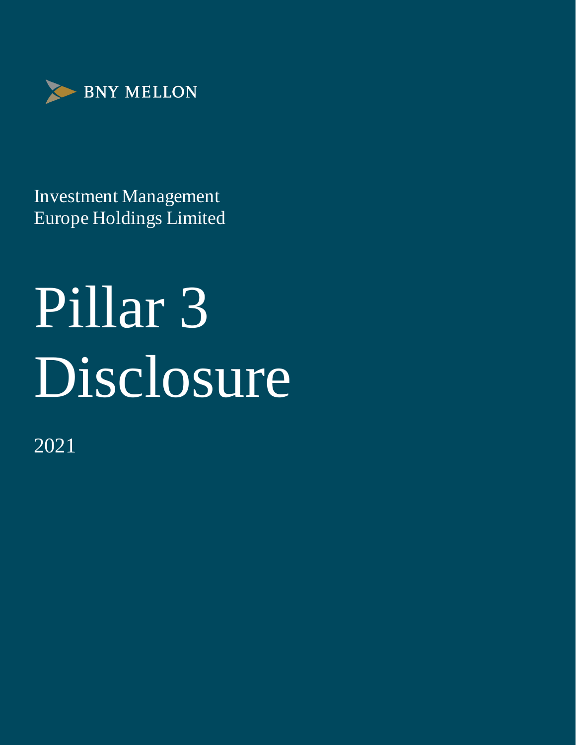BNY MELLON

Investment Management
Europe Holdings Limited

# Pillar 3 Disclosure

2021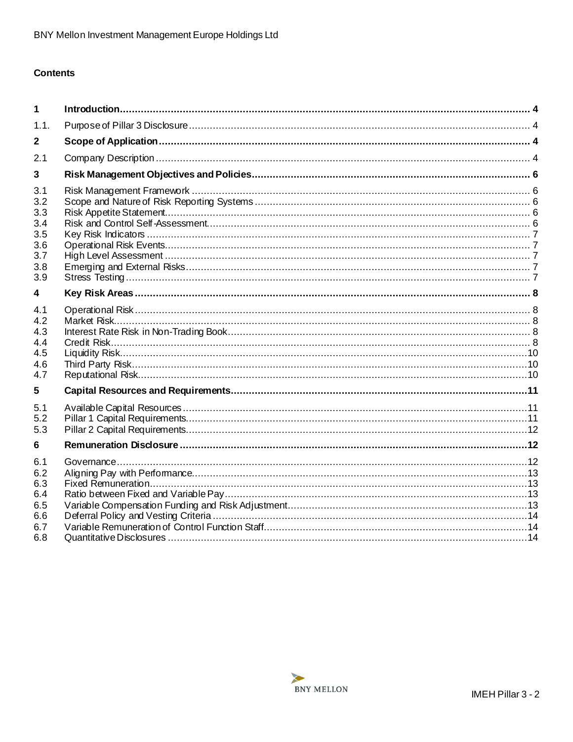## Contents

| | | |
|---|---|---|
| **1** | **Introduction** | **4** |
| 1.1. | Purpose of Pillar 3 Disclosure | 4 |
| **2** | **Scope of Application** | **4** |
| 2.1 | Company Description | 4 |
| **3** | **Risk Management Objectives and Policies** | **6** |
| 3.1 | Risk Management Framework | 6 |
| 3.2 | Scope and Nature of Risk Reporting Systems | 6 |
| 3.3 | Risk Appetite Statement | 6 |
| 3.4 | Risk and Control Self-Assessment | 6 |
| 3.5 | Key Risk Indicators | 7 |
| 3.6 | Operational Risk Events | 7 |
| 3.7 | High Level Assessment | 7 |
| 3.8 | Emerging and External Risks | 7 |
| 3.9 | Stress Testing | 7 |
| **4** | **Key Risk Areas** | **8** |
| 4.1 | Operational Risk | 8 |
| 4.2 | Market Risk | 8 |
| 4.3 | Interest Rate Risk in Non-Trading Book | 8 |
| 4.4 | Credit Risk | 8 |
| 4.5 | Liquidity Risk | 10 |
| 4.6 | Third Party Risk | 10 |
| 4.7 | Reputational Risk | 10 |
| **5** | **Capital Resources and Requirements** | **11** |
| 5.1 | Available Capital Resources | 11 |
| 5.2 | Pillar 1 Capital Requirements | 11 |
| 5.3 | Pillar 2 Capital Requirements | 12 |
| **6** | **Remuneration Disclosure** | **12** |
| 6.1 | Governance | 12 |
| 6.2 | Aligning Pay with Performance | 13 |
| 6.3 | Fixed Remuneration | 13 |
| 6.4 | Ratio between Fixed and Variable Pay | 13 |
| 6.5 | Variable Compensation Funding and Risk Adjustment | 13 |
| 6.6 | Deferral Policy and Vesting Criteria | 14 |
| 6.7 | Variable Remuneration of Control Function Staff | 14 |
| 6.8 | Quantitative Disclosures | 14 |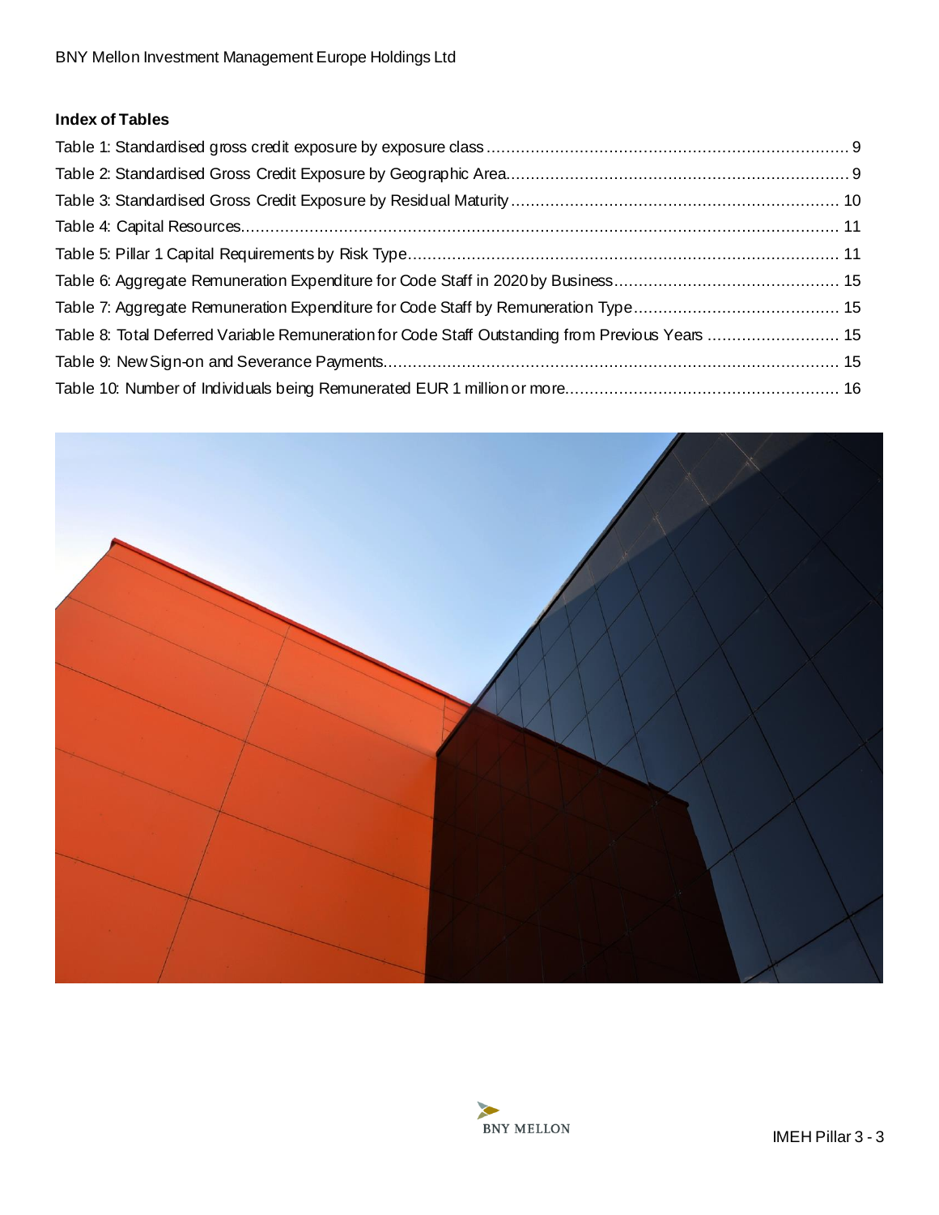### Index of Tables

Table 1: Standardised gross credit exposure by exposure class ........ 9
Table 2: Standardised Gross Credit Exposure by Geographic Area ........ 9
Table 3: Standardised Gross Credit Exposure by Residual Maturity ........ 10
Table 4: Capital Resources ........ 11
Table 5: Pillar 1 Capital Requirements by Risk Type ........ 11
Table 6: Aggregate Remuneration Expenditure for Code Staff in 2020 by Business ........ 15
Table 7: Aggregate Remuneration Expenditure for Code Staff by Remuneration Type ........ 15
Table 8: Total Deferred Variable Remuneration for Code Staff Outstanding from Previous Years ........ 15
Table 9: New Sign-on and Severance Payments ........ 15
Table 10: Number of Individuals being Remunerated EUR 1 million or more ........ 16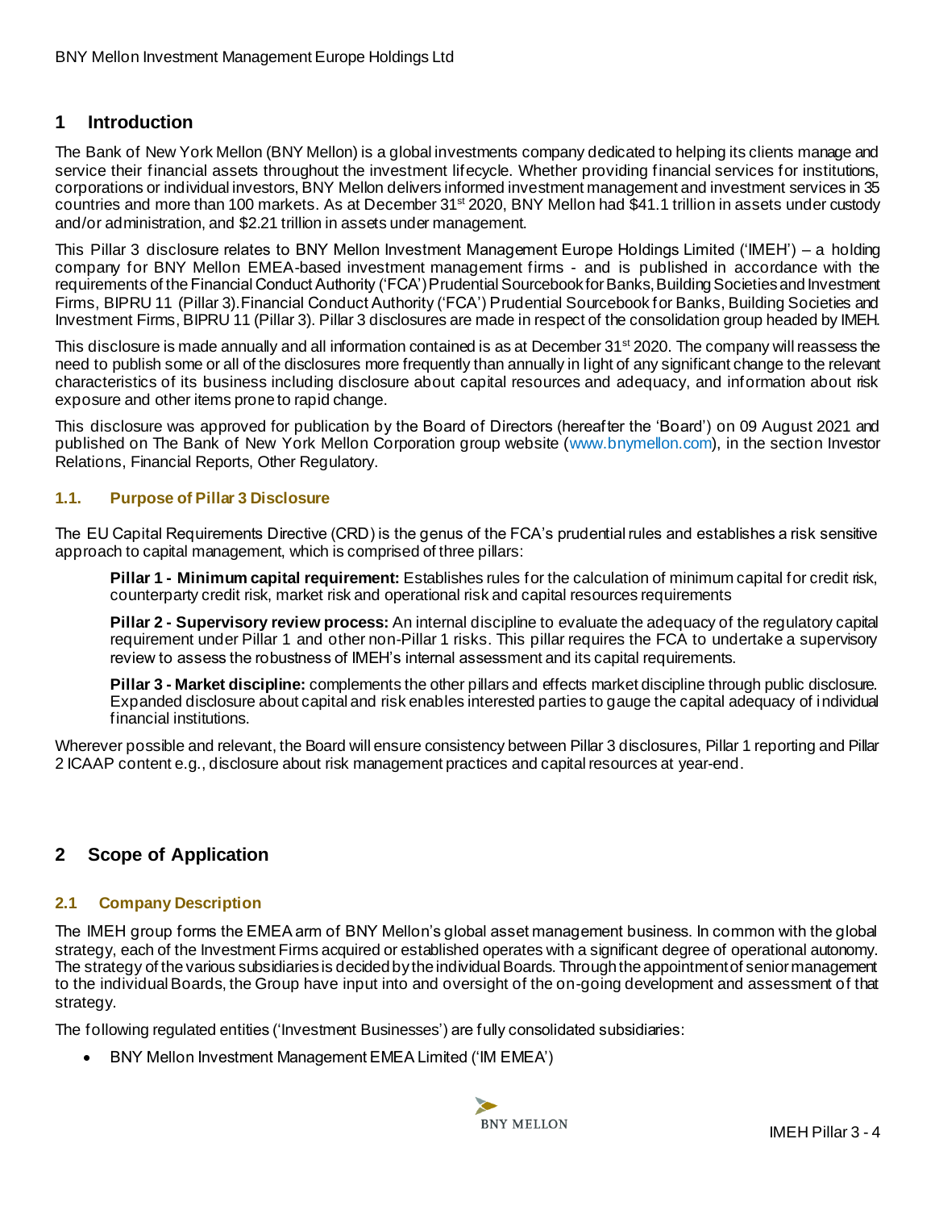# 1 Introduction

The Bank of New York Mellon (BNY Mellon) is a global investments company dedicated to helping its clients manage and service their financial assets throughout the investment lifecycle. Whether providing financial services for institutions, corporations or individual investors, BNY Mellon delivers informed investment management and investment services in 35 countries and more than 100 markets. As at December 31st 2020, BNY Mellon had $41.1 trillion in assets under custody and/or administration, and $2.21 trillion in assets under management.

This Pillar 3 disclosure relates to BNY Mellon Investment Management Europe Holdings Limited ('IMEH') – a holding company for BNY Mellon EMEA-based investment management firms - and is published in accordance with the requirements of the Financial Conduct Authority ('FCA') Prudential Sourcebook for Banks, Building Societies and Investment Firms, BIPRU 11 (Pillar 3).Financial Conduct Authority ('FCA') Prudential Sourcebook for Banks, Building Societies and Investment Firms, BIPRU 11 (Pillar 3). Pillar 3 disclosures are made in respect of the consolidation group headed by IMEH.

This disclosure is made annually and all information contained is as at December 31st 2020. The company will reassess the need to publish some or all of the disclosures more frequently than annually in light of any significant change to the relevant characteristics of its business including disclosure about capital resources and adequacy, and information about risk exposure and other items prone to rapid change.

This disclosure was approved for publication by the Board of Directors (hereafter the 'Board') on 09 August 2021 and published on The Bank of New York Mellon Corporation group website (www.bnymellon.com), in the section Investor Relations, Financial Reports, Other Regulatory.

### 1.1. Purpose of Pillar 3 Disclosure

The EU Capital Requirements Directive (CRD) is the genus of the FCA's prudential rules and establishes a risk sensitive approach to capital management, which is comprised of three pillars:

**Pillar 1 - Minimum capital requirement:** Establishes rules for the calculation of minimum capital for credit risk, counterparty credit risk, market risk and operational risk and capital resources requirements

**Pillar 2 - Supervisory review process:** An internal discipline to evaluate the adequacy of the regulatory capital requirement under Pillar 1 and other non-Pillar 1 risks. This pillar requires the FCA to undertake a supervisory review to assess the robustness of IMEH's internal assessment and its capital requirements.

**Pillar 3 - Market discipline:** complements the other pillars and effects market discipline through public disclosure. Expanded disclosure about capital and risk enables interested parties to gauge the capital adequacy of individual financial institutions.

Wherever possible and relevant, the Board will ensure consistency between Pillar 3 disclosures, Pillar 1 reporting and Pillar 2 ICAAP content e.g., disclosure about risk management practices and capital resources at year-end.

# 2 Scope of Application

### 2.1 Company Description

The IMEH group forms the EMEA arm of BNY Mellon's global asset management business. In common with the global strategy, each of the Investment Firms acquired or established operates with a significant degree of operational autonomy. The strategy of the various subsidiaries is decided by the individual Boards. Through the appointment of senior management to the individual Boards, the Group have input into and oversight of the on-going development and assessment of that strategy.

The following regulated entities ('Investment Businesses') are fully consolidated subsidiaries:

- BNY Mellon Investment Management EMEA Limited ('IM EMEA')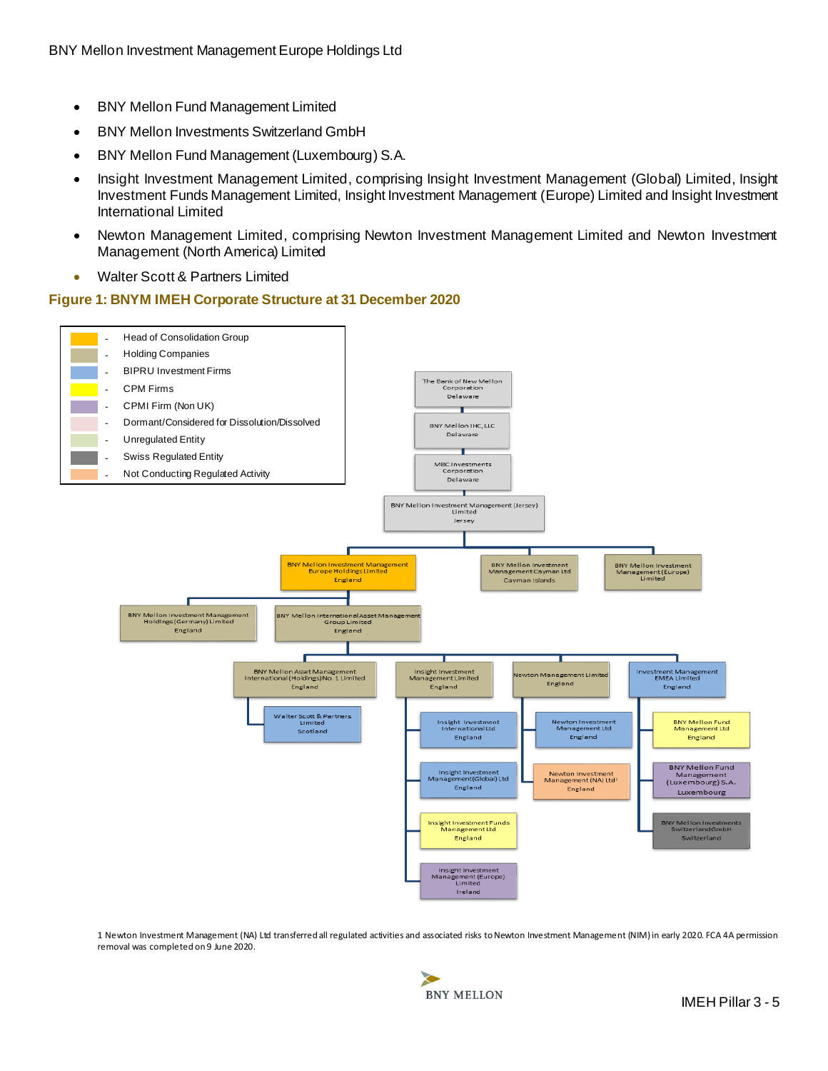- BNY Mellon Fund Management Limited
- BNY Mellon Investments Switzerland GmbH
- BNY Mellon Fund Management (Luxembourg) S.A.
- Insight Investment Management Limited, comprising Insight Investment Management (Global) Limited, Insight Investment Funds Management Limited, Insight Investment Management (Europe) Limited and Insight Investment International Limited
- Newton Management Limited, comprising Newton Investment Management Limited and Newton Investment Management (North America) Limited
- Walter Scott & Partners Limited

**Figure 1: BNYM IMEH Corporate Structure at 31 December 2020**

| Colour | Legend |
|---|---|
| Orange | Head of Consolidation Group |
| Tan | Holding Companies |
| Blue | BIPRU Investment Firms |
| Yellow | CPM Firms |
| Purple | CPMI Firm (Non UK) |
| Light pink | Dormant/Considered for Dissolution/Dissolved |
| Light green | Unregulated Entity |
| Dark grey | Swiss Regulated Entity |
| Peach | Not Conducting Regulated Activity |

- The Bank of New Mellon Corporation, Delaware
  - BNY Mellon IHC, LLC, Delaware
    - MBC Investments Corporation, Delaware
      - BNY Mellon Investment Management (Jersey) Limited, Jersey
        - BNY Mellon Investment Management Europe Holdings Limited, England
          - BNY Mellon Investment Management Holdings (Germany) Limited, England
          - BNY Mellon International Asset Management Group Limited, England
            - BNY Mellon Asset Management International (Holdings) No. 1 Limited, England
              - Walter Scott & Partners Limited, Scotland
            - Insight Investment Management Limited, England
              - Insight Investment International Ltd, England
              - Insight Investment Management (Global) Ltd, England
              - Insight Investment Funds Management Ltd, England
              - Insight Investment Management (Europe) Limited, Ireland
            - Newton Management Limited, England
              - Newton Investment Management Ltd, England
              - Newton Investment Management (NA) Ltd[1], England
            - Investment Management EMEA Limited, England
              - BNY Mellon Fund Management Ltd, England
              - BNY Mellon Fund Management (Luxembourg) S.A., Luxembourg
              - BNY Mellon Investments Switzerland GmbH, Switzerland
        - BNY Mellon Investment Management Cayman Ltd, Cayman Islands
        - BNY Mellon Investment Management (Europe) Limited

1 Newton Investment Management (NA) Ltd transferred all regulated activities and associated risks to Newton Investment Management (NIM) in early 2020. FCA 4A permission removal was completed on 9 June 2020.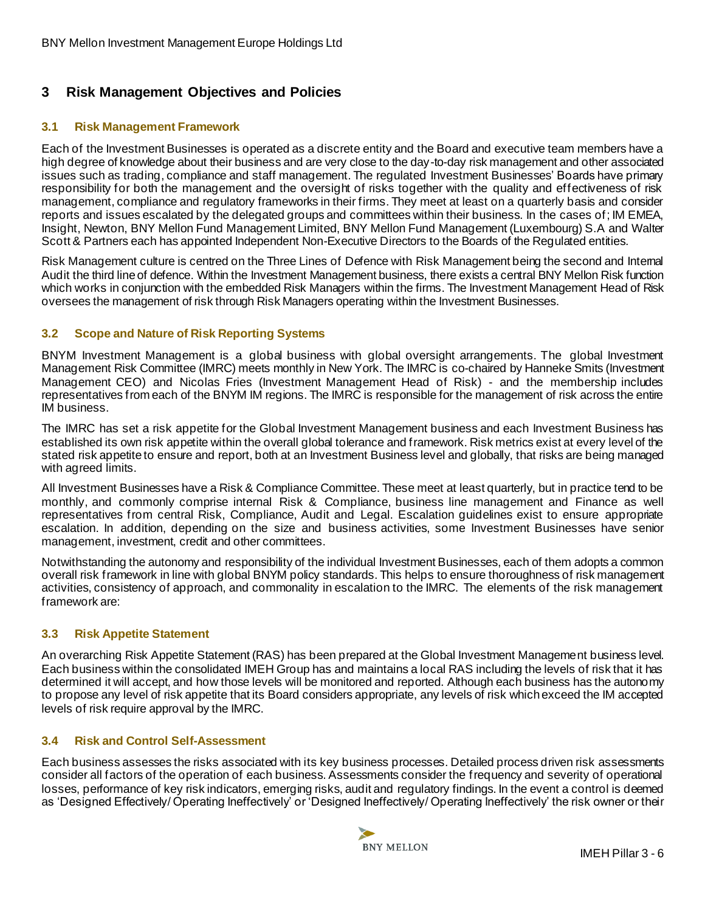## 3 Risk Management Objectives and Policies

### 3.1 Risk Management Framework

Each of the Investment Businesses is operated as a discrete entity and the Board and executive team members have a high degree of knowledge about their business and are very close to the day-to-day risk management and other associated issues such as trading, compliance and staff management. The regulated Investment Businesses' Boards have primary responsibility for both the management and the oversight of risks together with the quality and effectiveness of risk management, compliance and regulatory frameworks in their firms. They meet at least on a quarterly basis and consider reports and issues escalated by the delegated groups and committees within their business. In the cases of; IM EMEA, Insight, Newton, BNY Mellon Fund Management Limited, BNY Mellon Fund Management (Luxembourg) S.A and Walter Scott & Partners each has appointed Independent Non-Executive Directors to the Boards of the Regulated entities.

Risk Management culture is centred on the Three Lines of Defence with Risk Management being the second and Internal Audit the third line of defence. Within the Investment Management business, there exists a central BNY Mellon Risk function which works in conjunction with the embedded Risk Managers within the firms. The Investment Management Head of Risk oversees the management of risk through Risk Managers operating within the Investment Businesses.

### 3.2 Scope and Nature of Risk Reporting Systems

BNYM Investment Management is a global business with global oversight arrangements. The global Investment Management Risk Committee (IMRC) meets monthly in New York. The IMRC is co-chaired by Hanneke Smits (Investment Management CEO) and Nicolas Fries (Investment Management Head of Risk) - and the membership includes representatives from each of the BNYM IM regions. The IMRC is responsible for the management of risk across the entire IM business.

The IMRC has set a risk appetite for the Global Investment Management business and each Investment Business has established its own risk appetite within the overall global tolerance and framework. Risk metrics exist at every level of the stated risk appetite to ensure and report, both at an Investment Business level and globally, that risks are being managed with agreed limits.

All Investment Businesses have a Risk & Compliance Committee. These meet at least quarterly, but in practice tend to be monthly, and commonly comprise internal Risk & Compliance, business line management and Finance as well representatives from central Risk, Compliance, Audit and Legal. Escalation guidelines exist to ensure appropriate escalation. In addition, depending on the size and business activities, some Investment Businesses have senior management, investment, credit and other committees.

Notwithstanding the autonomy and responsibility of the individual Investment Businesses, each of them adopts a common overall risk framework in line with global BNYM policy standards. This helps to ensure thoroughness of risk management activities, consistency of approach, and commonality in escalation to the IMRC. The elements of the risk management framework are:

### 3.3 Risk Appetite Statement

An overarching Risk Appetite Statement (RAS) has been prepared at the Global Investment Management business level. Each business within the consolidated IMEH Group has and maintains a local RAS including the levels of risk that it has determined it will accept, and how those levels will be monitored and reported. Although each business has the autonomy to propose any level of risk appetite that its Board considers appropriate, any levels of risk which exceed the IM accepted levels of risk require approval by the IMRC.

### 3.4 Risk and Control Self-Assessment

Each business assesses the risks associated with its key business processes. Detailed process driven risk assessments consider all factors of the operation of each business. Assessments consider the frequency and severity of operational losses, performance of key risk indicators, emerging risks, audit and regulatory findings. In the event a control is deemed as 'Designed Effectively/ Operating Ineffectively' or 'Designed Ineffectively/ Operating Ineffectively' the risk owner or their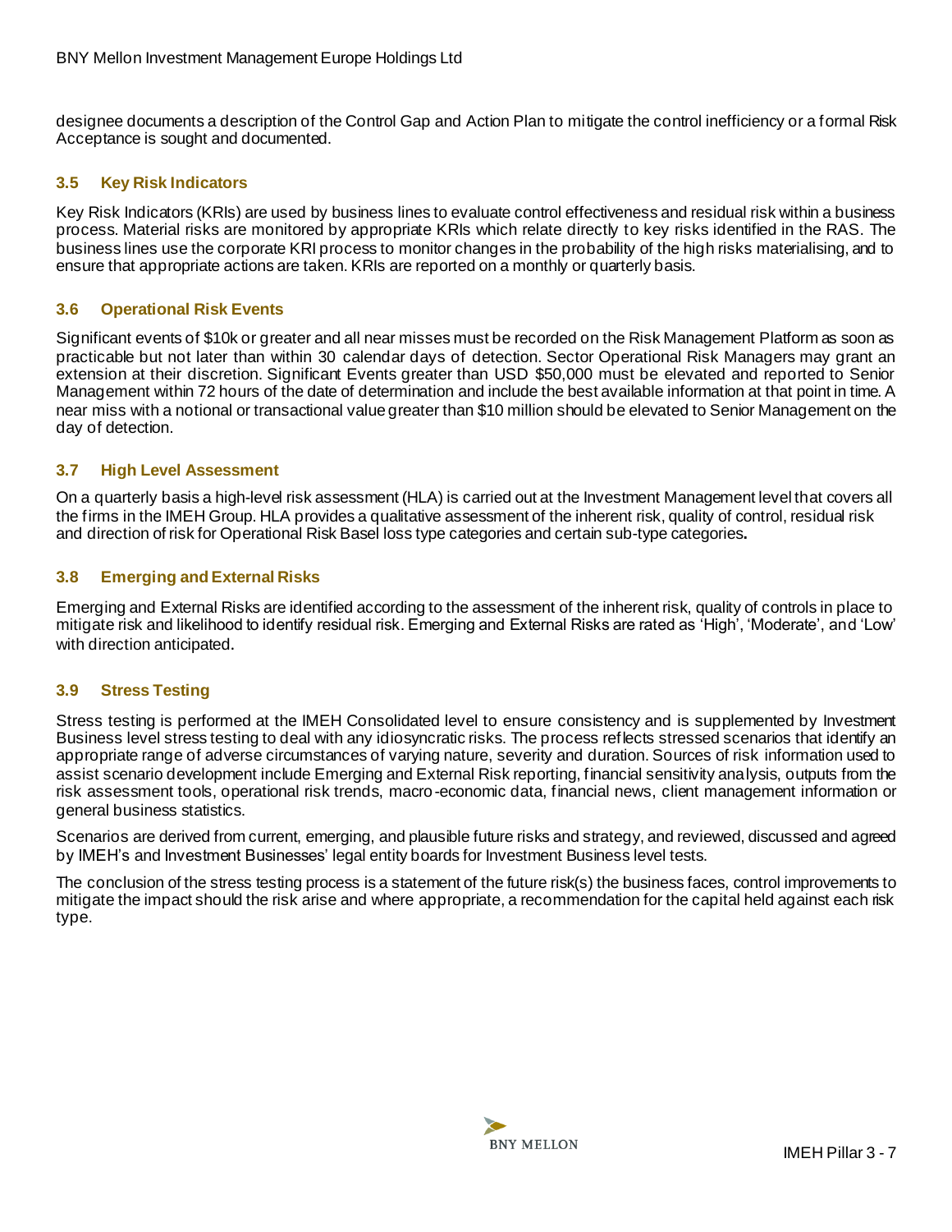designee documents a description of the Control Gap and Action Plan to mitigate the control inefficiency or a formal Risk Acceptance is sought and documented.

### 3.5 Key Risk Indicators

Key Risk Indicators (KRIs) are used by business lines to evaluate control effectiveness and residual risk within a business process. Material risks are monitored by appropriate KRIs which relate directly to key risks identified in the RAS. The business lines use the corporate KRI process to monitor changes in the probability of the high risks materialising, and to ensure that appropriate actions are taken. KRIs are reported on a monthly or quarterly basis.

### 3.6 Operational Risk Events

Significant events of $10k or greater and all near misses must be recorded on the Risk Management Platform as soon as practicable but not later than within 30 calendar days of detection. Sector Operational Risk Managers may grant an extension at their discretion. Significant Events greater than USD $50,000 must be elevated and reported to Senior Management within 72 hours of the date of determination and include the best available information at that point in time. A near miss with a notional or transactional value greater than $10 million should be elevated to Senior Management on the day of detection.

### 3.7 High Level Assessment

On a quarterly basis a high-level risk assessment (HLA) is carried out at the Investment Management level that covers all the firms in the IMEH Group. HLA provides a qualitative assessment of the inherent risk, quality of control, residual risk and direction of risk for Operational Risk Basel loss type categories and certain sub-type categories.

### 3.8 Emerging and External Risks

Emerging and External Risks are identified according to the assessment of the inherent risk, quality of controls in place to mitigate risk and likelihood to identify residual risk. Emerging and External Risks are rated as 'High', 'Moderate', and 'Low' with direction anticipated.

### 3.9 Stress Testing

Stress testing is performed at the IMEH Consolidated level to ensure consistency and is supplemented by Investment Business level stress testing to deal with any idiosyncratic risks. The process reflects stressed scenarios that identify an appropriate range of adverse circumstances of varying nature, severity and duration. Sources of risk information used to assist scenario development include Emerging and External Risk reporting, financial sensitivity analysis, outputs from the risk assessment tools, operational risk trends, macro-economic data, financial news, client management information or general business statistics.

Scenarios are derived from current, emerging, and plausible future risks and strategy, and reviewed, discussed and agreed by IMEH's and Investment Businesses' legal entity boards for Investment Business level tests.

The conclusion of the stress testing process is a statement of the future risk(s) the business faces, control improvements to mitigate the impact should the risk arise and where appropriate, a recommendation for the capital held against each risk type.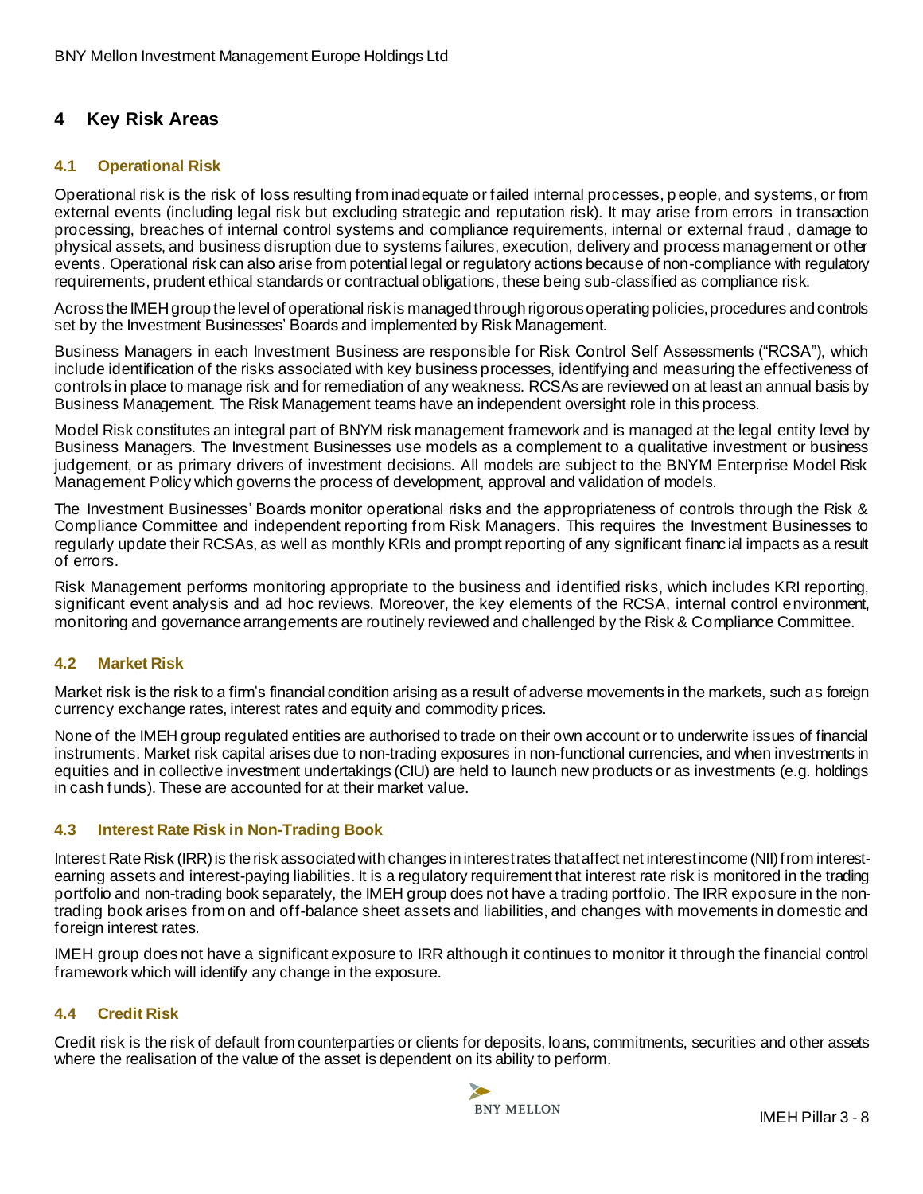## 4 Key Risk Areas

### 4.1 Operational Risk

Operational risk is the risk of loss resulting from inadequate or failed internal processes, people, and systems, or from external events (including legal risk but excluding strategic and reputation risk). It may arise from errors in transaction processing, breaches of internal control systems and compliance requirements, internal or external fraud, damage to physical assets, and business disruption due to systems failures, execution, delivery and process management or other events. Operational risk can also arise from potential legal or regulatory actions because of non-compliance with regulatory requirements, prudent ethical standards or contractual obligations, these being sub-classified as compliance risk.

Across the IMEH group the level of operational risk is managed through rigorous operating policies, procedures and controls set by the Investment Businesses' Boards and implemented by Risk Management.

Business Managers in each Investment Business are responsible for Risk Control Self Assessments ("RCSA"), which include identification of the risks associated with key business processes, identifying and measuring the effectiveness of controls in place to manage risk and for remediation of any weakness. RCSAs are reviewed on at least an annual basis by Business Management. The Risk Management teams have an independent oversight role in this process.

Model Risk constitutes an integral part of BNYM risk management framework and is managed at the legal entity level by Business Managers. The Investment Businesses use models as a complement to a qualitative investment or business judgement, or as primary drivers of investment decisions. All models are subject to the BNYM Enterprise Model Risk Management Policy which governs the process of development, approval and validation of models.

The Investment Businesses' Boards monitor operational risks and the appropriateness of controls through the Risk & Compliance Committee and independent reporting from Risk Managers. This requires the Investment Businesses to regularly update their RCSAs, as well as monthly KRIs and prompt reporting of any significant financial impacts as a result of errors.

Risk Management performs monitoring appropriate to the business and identified risks, which includes KRI reporting, significant event analysis and ad hoc reviews. Moreover, the key elements of the RCSA, internal control environment, monitoring and governance arrangements are routinely reviewed and challenged by the Risk & Compliance Committee.

### 4.2 Market Risk

Market risk is the risk to a firm's financial condition arising as a result of adverse movements in the markets, such as foreign currency exchange rates, interest rates and equity and commodity prices.

None of the IMEH group regulated entities are authorised to trade on their own account or to underwrite issues of financial instruments. Market risk capital arises due to non-trading exposures in non-functional currencies, and when investments in equities and in collective investment undertakings (CIU) are held to launch new products or as investments (e.g. holdings in cash funds). These are accounted for at their market value.

### 4.3 Interest Rate Risk in Non-Trading Book

Interest Rate Risk (IRR) is the risk associated with changes in interest rates that affect net interest income (NII) from interest-earning assets and interest-paying liabilities. It is a regulatory requirement that interest rate risk is monitored in the trading portfolio and non-trading book separately, the IMEH group does not have a trading portfolio. The IRR exposure in the non-trading book arises from on and off-balance sheet assets and liabilities, and changes with movements in domestic and foreign interest rates.

IMEH group does not have a significant exposure to IRR although it continues to monitor it through the financial control framework which will identify any change in the exposure.

### 4.4 Credit Risk

Credit risk is the risk of default from counterparties or clients for deposits, loans, commitments, securities and other assets where the realisation of the value of the asset is dependent on its ability to perform.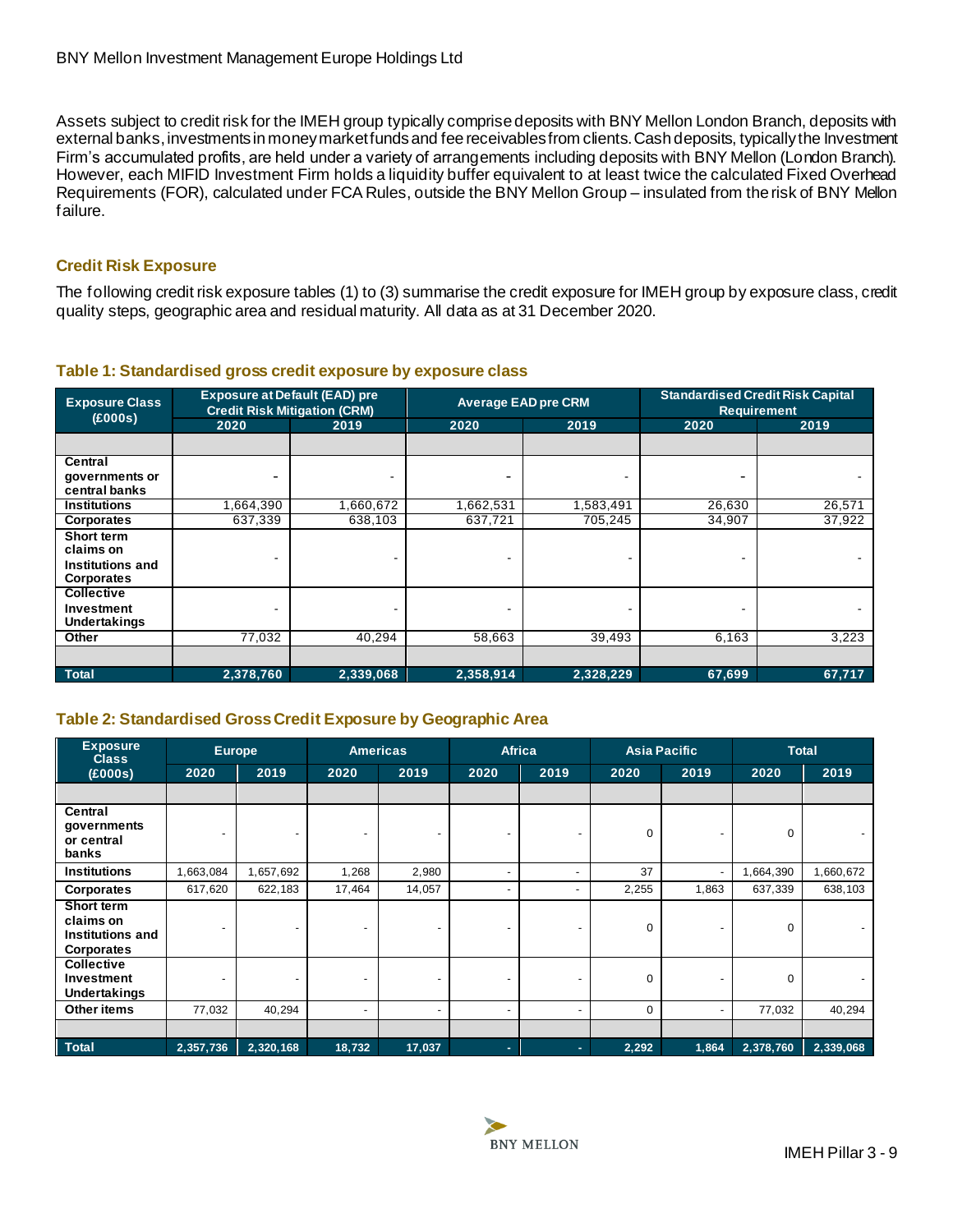Assets subject to credit risk for the IMEH group typically comprise deposits with BNY Mellon London Branch, deposits with external banks, investments in money market funds and fee receivables from clients. Cash deposits, typically the Investment Firm's accumulated profits, are held under a variety of arrangements including deposits with BNY Mellon (London Branch). However, each MIFID Investment Firm holds a liquidity buffer equivalent to at least twice the calculated Fixed Overhead Requirements (FOR), calculated under FCA Rules, outside the BNY Mellon Group – insulated from the risk of BNY Mellon failure.

### Credit Risk Exposure

The following credit risk exposure tables (1) to (3) summarise the credit exposure for IMEH group by exposure class, credit quality steps, geographic area and residual maturity. All data as at 31 December 2020.

#### Table 1: Standardised gross credit exposure by exposure class

| Exposure Class (£000s) | Exposure at Default (EAD) pre Credit Risk Mitigation (CRM) | | Average EAD pre CRM | | Standardised Credit Risk Capital Requirement | |
|---|---|---|---|---|---|---|
| | 2020 | 2019 | 2020 | 2019 | 2020 | 2019 |
| | | | | | | |
| Central governments or central banks | - | - | - | - | - | - |
| Institutions | 1,664,390 | 1,660,672 | 1,662,531 | 1,583,491 | 26,630 | 26,571 |
| Corporates | 637,339 | 638,103 | 637,721 | 705,245 | 34,907 | 37,922 |
| Short term claims on Institutions and Corporates | - | - | - | - | - | - |
| Collective Investment Undertakings | - | - | - | - | - | - |
| Other | 77,032 | 40,294 | 58,663 | 39,493 | 6,163 | 3,223 |
| | | | | | | |
| **Total** | **2,378,760** | **2,339,068** | **2,358,914** | **2,328,229** | **67,699** | **67,717** |

#### Table 2: Standardised Gross Credit Exposure by Geographic Area

| Exposure Class (£000s) | Europe | | Americas | | Africa | | Asia Pacific | | Total | |
|---|---|---|---|---|---|---|---|---|---|---|
| | 2020 | 2019 | 2020 | 2019 | 2020 | 2019 | 2020 | 2019 | 2020 | 2019 |
| | | | | | | | | | | |
| Central governments or central banks | - | - | - | - | - | - | 0 | - | 0 | - |
| Institutions | 1,663,084 | 1,657,692 | 1,268 | 2,980 | - | - | 37 | - | 1,664,390 | 1,660,672 |
| Corporates | 617,620 | 622,183 | 17,464 | 14,057 | - | - | 2,255 | 1,863 | 637,339 | 638,103 |
| Short term claims on Institutions and Corporates | - | - | - | - | - | - | 0 | - | 0 | - |
| Collective Investment Undertakings | - | - | - | - | - | - | 0 | - | 0 | - |
| Other items | 77,032 | 40,294 | - | - | - | - | 0 | - | 77,032 | 40,294 |
| | | | | | | | | | | |
| **Total** | **2,357,736** | **2,320,168** | **18,732** | **17,037** | **-** | **-** | **2,292** | **1,864** | **2,378,760** | **2,339,068** |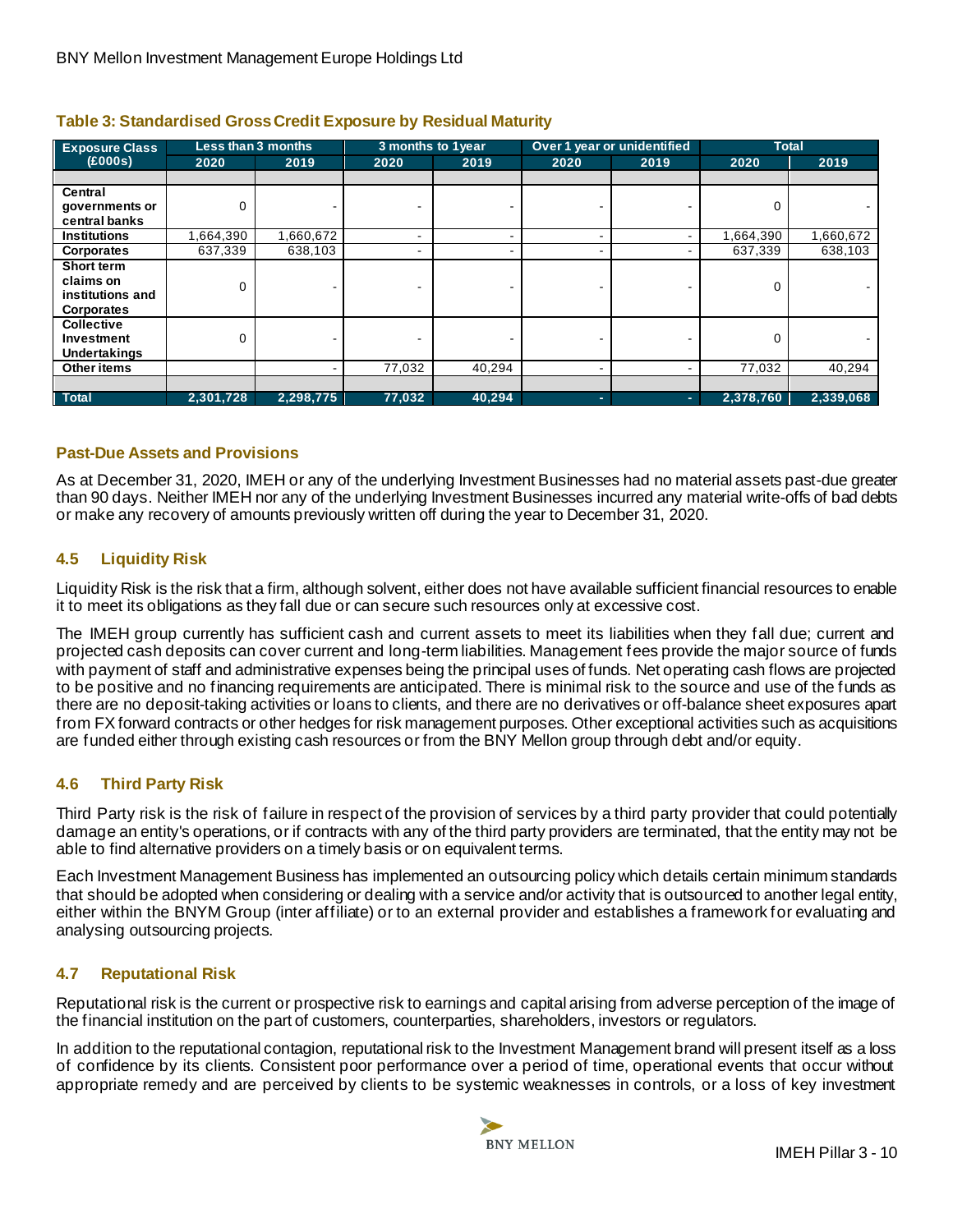### Table 3: Standardised Gross Credit Exposure by Residual Maturity

| Exposure Class (£000s) | Less than 3 months | | 3 months to 1year | | Over 1 year or unidentified | | Total | |
|---|---|---|---|---|---|---|---|---|
| | 2020 | 2019 | 2020 | 2019 | 2020 | 2019 | 2020 | 2019 |
| Central governments or central banks | 0 | - | - | - | - | - | 0 | - |
| Institutions | 1,664,390 | 1,660,672 | - | - | - | - | 1,664,390 | 1,660,672 |
| Corporates | 637,339 | 638,103 | - | - | - | - | 637,339 | 638,103 |
| Short term claims on institutions and Corporates | 0 | - | - | - | - | - | 0 | - |
| Collective Investment Undertakings | 0 | - | - | - | - | - | 0 | - |
| Other items | | - | 77,032 | 40,294 | - | - | 77,032 | 40,294 |
| **Total** | **2,301,728** | **2,298,775** | **77,032** | **40,294** | **-** | **-** | **2,378,760** | **2,339,068** |

### Past-Due Assets and Provisions

As at December 31, 2020, IMEH or any of the underlying Investment Businesses had no material assets past-due greater than 90 days. Neither IMEH nor any of the underlying Investment Businesses incurred any material write-offs of bad debts or make any recovery of amounts previously written off during the year to December 31, 2020.

### 4.5 Liquidity Risk

Liquidity Risk is the risk that a firm, although solvent, either does not have available sufficient financial resources to enable it to meet its obligations as they fall due or can secure such resources only at excessive cost.

The IMEH group currently has sufficient cash and current assets to meet its liabilities when they fall due; current and projected cash deposits can cover current and long-term liabilities. Management fees provide the major source of funds with payment of staff and administrative expenses being the principal uses of funds. Net operating cash flows are projected to be positive and no financing requirements are anticipated. There is minimal risk to the source and use of the funds as there are no deposit-taking activities or loans to clients, and there are no derivatives or off-balance sheet exposures apart from FX forward contracts or other hedges for risk management purposes. Other exceptional activities such as acquisitions are funded either through existing cash resources or from the BNY Mellon group through debt and/or equity.

### 4.6 Third Party Risk

Third Party risk is the risk of failure in respect of the provision of services by a third party provider that could potentially damage an entity's operations, or if contracts with any of the third party providers are terminated, that the entity may not be able to find alternative providers on a timely basis or on equivalent terms.

Each Investment Management Business has implemented an outsourcing policy which details certain minimum standards that should be adopted when considering or dealing with a service and/or activity that is outsourced to another legal entity, either within the BNYM Group (inter affiliate) or to an external provider and establishes a framework for evaluating and analysing outsourcing projects.

### 4.7 Reputational Risk

Reputational risk is the current or prospective risk to earnings and capital arising from adverse perception of the image of the financial institution on the part of customers, counterparties, shareholders, investors or regulators.

In addition to the reputational contagion, reputational risk to the Investment Management brand will present itself as a loss of confidence by its clients. Consistent poor performance over a period of time, operational events that occur without appropriate remedy and are perceived by clients to be systemic weaknesses in controls, or a loss of key investment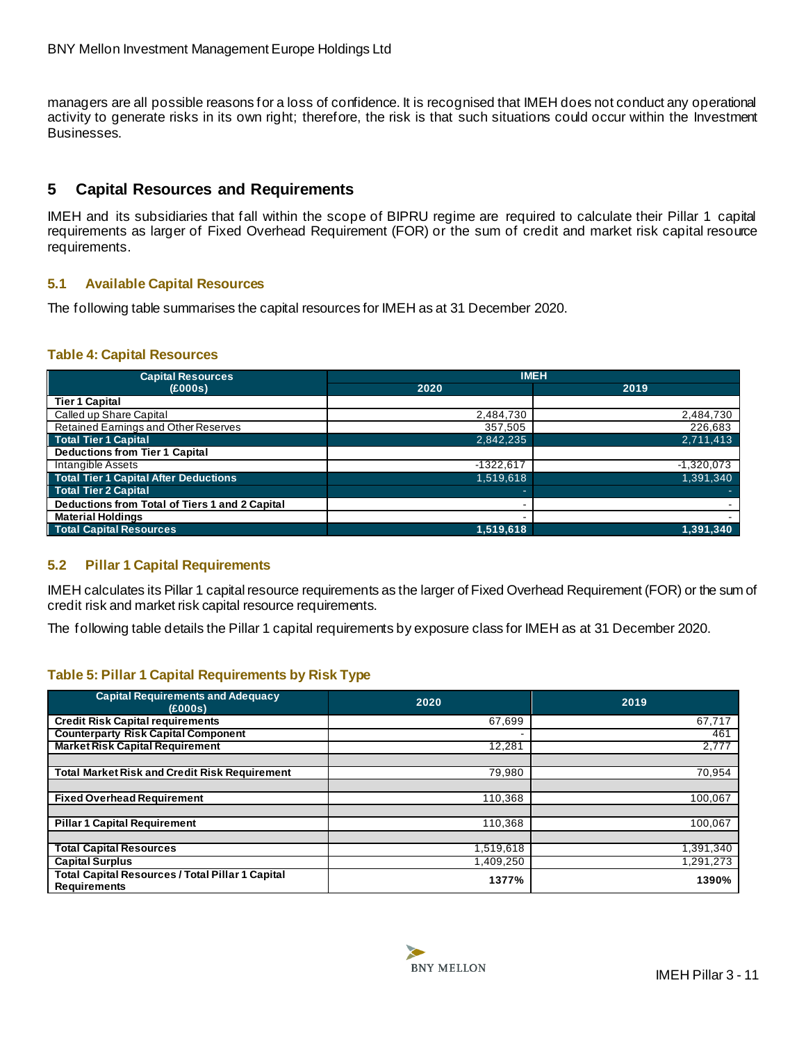managers are all possible reasons for a loss of confidence. It is recognised that IMEH does not conduct any operational activity to generate risks in its own right; therefore, the risk is that such situations could occur within the Investment Businesses.

## 5 Capital Resources and Requirements

IMEH and its subsidiaries that fall within the scope of BIPRU regime are required to calculate their Pillar 1 capital requirements as larger of Fixed Overhead Requirement (FOR) or the sum of credit and market risk capital resource requirements.

### 5.1 Available Capital Resources

The following table summarises the capital resources for IMEH as at 31 December 2020.

#### Table 4: Capital Resources

| Capital Resources (£000s) | IMEH | |
|---|---|---|
| | 2020 | 2019 |
| **Tier 1 Capital** | | |
| Called up Share Capital | 2,484,730 | 2,484,730 |
| Retained Earnings and Other Reserves | 357,505 | 226,683 |
| **Total Tier 1 Capital** | 2,842,235 | 2,711,413 |
| **Deductions from Tier 1 Capital** | | |
| Intangible Assets | -1322,617 | -1,320,073 |
| **Total Tier 1 Capital After Deductions** | 1,519,618 | 1,391,340 |
| **Total Tier 2 Capital** | - | - |
| **Deductions from Total of Tiers 1 and 2 Capital** | - | - |
| **Material Holdings** | - | - |
| **Total Capital Resources** | **1,519,618** | **1,391,340** |

### 5.2 Pillar 1 Capital Requirements

IMEH calculates its Pillar 1 capital resource requirements as the larger of Fixed Overhead Requirement (FOR) or the sum of credit risk and market risk capital resource requirements.

The following table details the Pillar 1 capital requirements by exposure class for IMEH as at 31 December 2020.

#### Table 5: Pillar 1 Capital Requirements by Risk Type

| Capital Requirements and Adequacy (£000s) | 2020 | 2019 |
|---|---|---|
| **Credit Risk Capital requirements** | 67,699 | 67,717 |
| **Counterparty Risk Capital Component** | - | 461 |
| **Market Risk Capital Requirement** | 12,281 | 2,777 |
| | | |
| **Total Market Risk and Credit Risk Requirement** | 79,980 | 70,954 |
| | | |
| **Fixed Overhead Requirement** | 110,368 | 100,067 |
| | | |
| **Pillar 1 Capital Requirement** | 110,368 | 100,067 |
| | | |
| **Total Capital Resources** | 1,519,618 | 1,391,340 |
| **Capital Surplus** | 1,409,250 | 1,291,273 |
| **Total Capital Resources / Total Pillar 1 Capital Requirements** | **1377%** | **1390%** |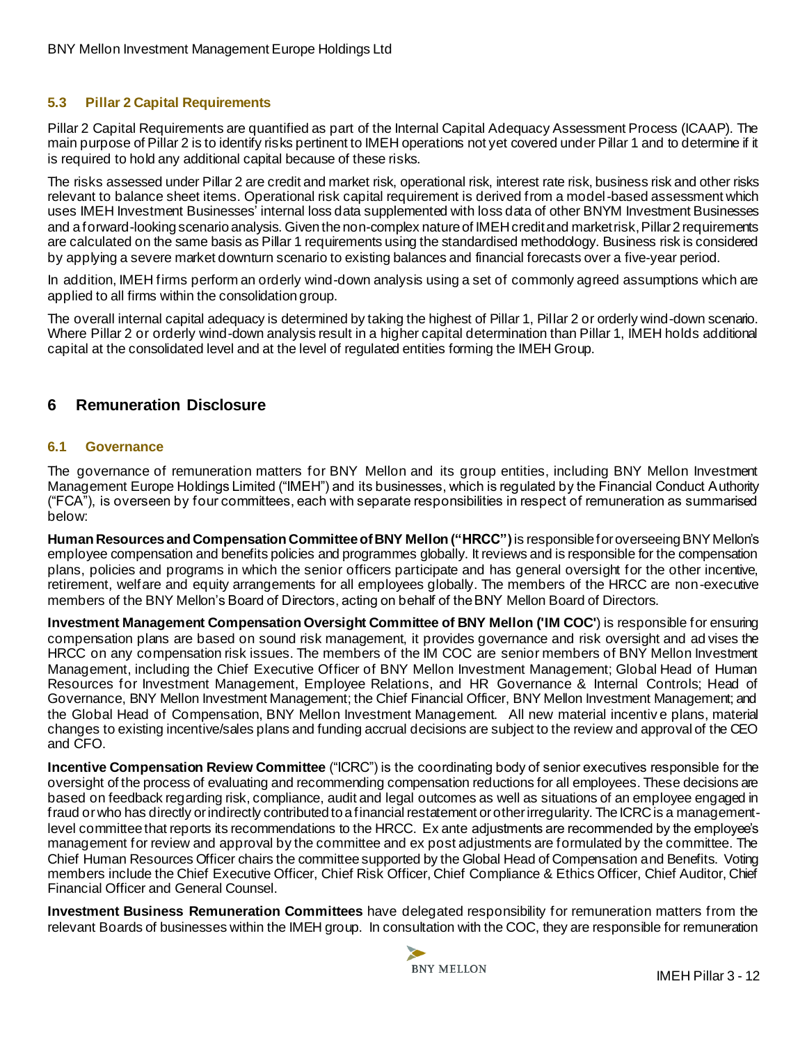### 5.3 Pillar 2 Capital Requirements

Pillar 2 Capital Requirements are quantified as part of the Internal Capital Adequacy Assessment Process (ICAAP). The main purpose of Pillar 2 is to identify risks pertinent to IMEH operations not yet covered under Pillar 1 and to determine if it is required to hold any additional capital because of these risks.

The risks assessed under Pillar 2 are credit and market risk, operational risk, interest rate risk, business risk and other risks relevant to balance sheet items. Operational risk capital requirement is derived from a model-based assessment which uses IMEH Investment Businesses' internal loss data supplemented with loss data of other BNYM Investment Businesses and a forward-looking scenario analysis. Given the non-complex nature of IMEH credit and market risk, Pillar 2 requirements are calculated on the same basis as Pillar 1 requirements using the standardised methodology. Business risk is considered by applying a severe market downturn scenario to existing balances and financial forecasts over a five-year period.

In addition, IMEH firms perform an orderly wind-down analysis using a set of commonly agreed assumptions which are applied to all firms within the consolidation group.

The overall internal capital adequacy is determined by taking the highest of Pillar 1, Pillar 2 or orderly wind-down scenario. Where Pillar 2 or orderly wind-down analysis result in a higher capital determination than Pillar 1, IMEH holds additional capital at the consolidated level and at the level of regulated entities forming the IMEH Group.

## 6 Remuneration Disclosure

### 6.1 Governance

The governance of remuneration matters for BNY Mellon and its group entities, including BNY Mellon Investment Management Europe Holdings Limited ("IMEH") and its businesses, which is regulated by the Financial Conduct Authority ("FCA"), is overseen by four committees, each with separate responsibilities in respect of remuneration as summarised below:

**Human Resources and Compensation Committee of BNY Mellon ("HRCC")** is responsible for overseeing BNY Mellon's employee compensation and benefits policies and programmes globally. It reviews and is responsible for the compensation plans, policies and programs in which the senior officers participate and has general oversight for the other incentive, retirement, welfare and equity arrangements for all employees globally. The members of the HRCC are non-executive members of the BNY Mellon's Board of Directors, acting on behalf of the BNY Mellon Board of Directors.

**Investment Management Compensation Oversight Committee of BNY Mellon ('IM COC'**) is responsible for ensuring compensation plans are based on sound risk management, it provides governance and risk oversight and advises the HRCC on any compensation risk issues. The members of the IM COC are senior members of BNY Mellon Investment Management, including the Chief Executive Officer of BNY Mellon Investment Management; Global Head of Human Resources for Investment Management, Employee Relations, and HR Governance & Internal Controls; Head of Governance, BNY Mellon Investment Management; the Chief Financial Officer, BNY Mellon Investment Management; and the Global Head of Compensation, BNY Mellon Investment Management. All new material incentive plans, material changes to existing incentive/sales plans and funding accrual decisions are subject to the review and approval of the CEO and CFO.

**Incentive Compensation Review Committee** ("ICRC") is the coordinating body of senior executives responsible for the oversight of the process of evaluating and recommending compensation reductions for all employees. These decisions are based on feedback regarding risk, compliance, audit and legal outcomes as well as situations of an employee engaged in fraud or who has directly or indirectly contributed to a financial restatement or other irregularity. The ICRC is a management-level committee that reports its recommendations to the HRCC. Ex ante adjustments are recommended by the employee's management for review and approval by the committee and ex post adjustments are formulated by the committee. The Chief Human Resources Officer chairs the committee supported by the Global Head of Compensation and Benefits. Voting members include the Chief Executive Officer, Chief Risk Officer, Chief Compliance & Ethics Officer, Chief Auditor, Chief Financial Officer and General Counsel.

**Investment Business Remuneration Committees** have delegated responsibility for remuneration matters from the relevant Boards of businesses within the IMEH group. In consultation with the COC, they are responsible for remuneration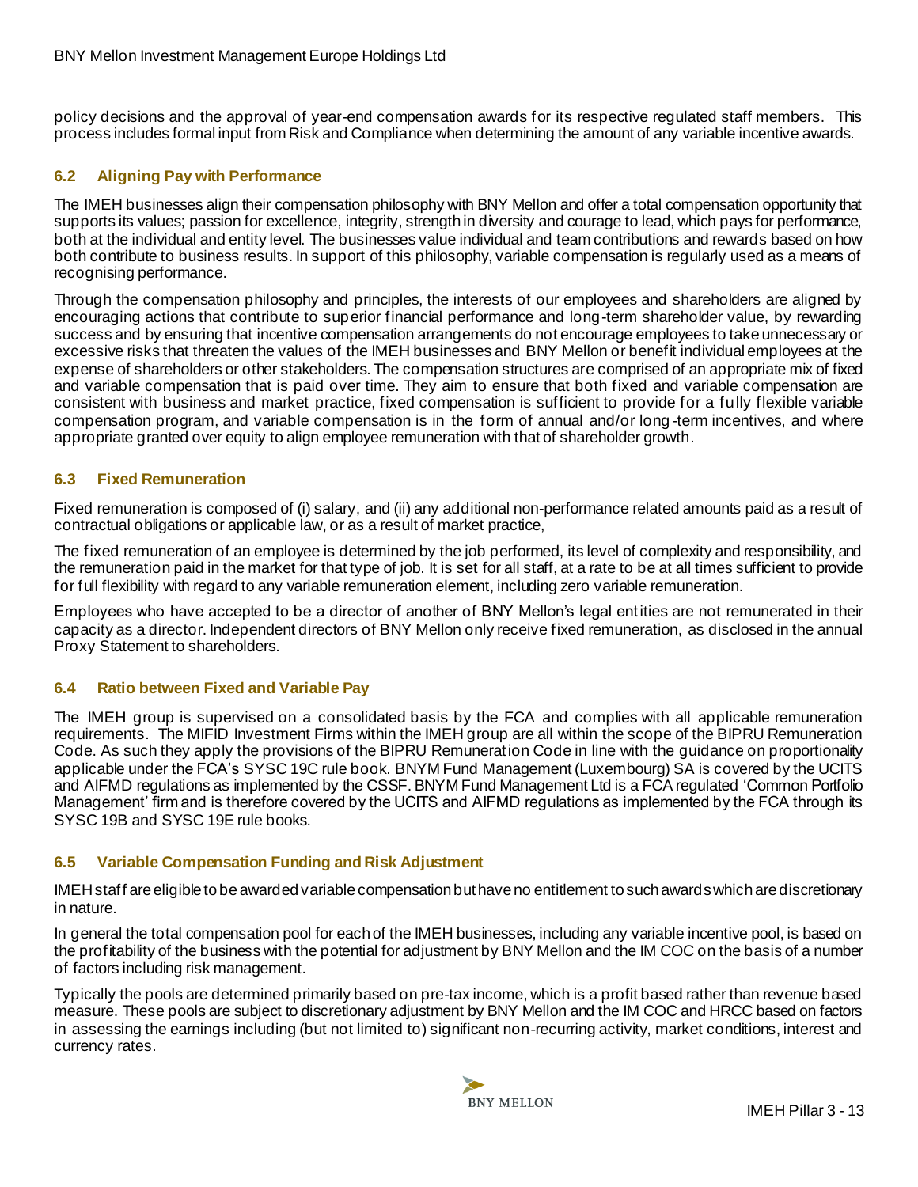policy decisions and the approval of year-end compensation awards for its respective regulated staff members. This process includes formal input from Risk and Compliance when determining the amount of any variable incentive awards.

### 6.2 Aligning Pay with Performance

The IMEH businesses align their compensation philosophy with BNY Mellon and offer a total compensation opportunity that supports its values; passion for excellence, integrity, strength in diversity and courage to lead, which pays for performance, both at the individual and entity level. The businesses value individual and team contributions and rewards based on how both contribute to business results. In support of this philosophy, variable compensation is regularly used as a means of recognising performance.

Through the compensation philosophy and principles, the interests of our employees and shareholders are aligned by encouraging actions that contribute to superior financial performance and long-term shareholder value, by rewarding success and by ensuring that incentive compensation arrangements do not encourage employees to take unnecessary or excessive risks that threaten the values of the IMEH businesses and BNY Mellon or benefit individual employees at the expense of shareholders or other stakeholders. The compensation structures are comprised of an appropriate mix of fixed and variable compensation that is paid over time. They aim to ensure that both fixed and variable compensation are consistent with business and market practice, fixed compensation is sufficient to provide for a fully flexible variable compensation program, and variable compensation is in the form of annual and/or long-term incentives, and where appropriate granted over equity to align employee remuneration with that of shareholder growth.

### 6.3 Fixed Remuneration

Fixed remuneration is composed of (i) salary, and (ii) any additional non-performance related amounts paid as a result of contractual obligations or applicable law, or as a result of market practice,

The fixed remuneration of an employee is determined by the job performed, its level of complexity and responsibility, and the remuneration paid in the market for that type of job. It is set for all staff, at a rate to be at all times sufficient to provide for full flexibility with regard to any variable remuneration element, including zero variable remuneration.

Employees who have accepted to be a director of another of BNY Mellon's legal entities are not remunerated in their capacity as a director. Independent directors of BNY Mellon only receive fixed remuneration, as disclosed in the annual Proxy Statement to shareholders.

### 6.4 Ratio between Fixed and Variable Pay

The IMEH group is supervised on a consolidated basis by the FCA and complies with all applicable remuneration requirements. The MIFID Investment Firms within the IMEH group are all within the scope of the BIPRU Remuneration Code. As such they apply the provisions of the BIPRU Remuneration Code in line with the guidance on proportionality applicable under the FCA's SYSC 19C rule book. BNYM Fund Management (Luxembourg) SA is covered by the UCITS and AIFMD regulations as implemented by the CSSF. BNYM Fund Management Ltd is a FCA regulated 'Common Portfolio Management' firm and is therefore covered by the UCITS and AIFMD regulations as implemented by the FCA through its SYSC 19B and SYSC 19E rule books.

### 6.5 Variable Compensation Funding and Risk Adjustment

IMEH staff are eligible to be awarded variable compensation but have no entitlement to such awards which are discretionary in nature.

In general the total compensation pool for each of the IMEH businesses, including any variable incentive pool, is based on the profitability of the business with the potential for adjustment by BNY Mellon and the IM COC on the basis of a number of factors including risk management.

Typically the pools are determined primarily based on pre-tax income, which is a profit based rather than revenue based measure. These pools are subject to discretionary adjustment by BNY Mellon and the IM COC and HRCC based on factors in assessing the earnings including (but not limited to) significant non-recurring activity, market conditions, interest and currency rates.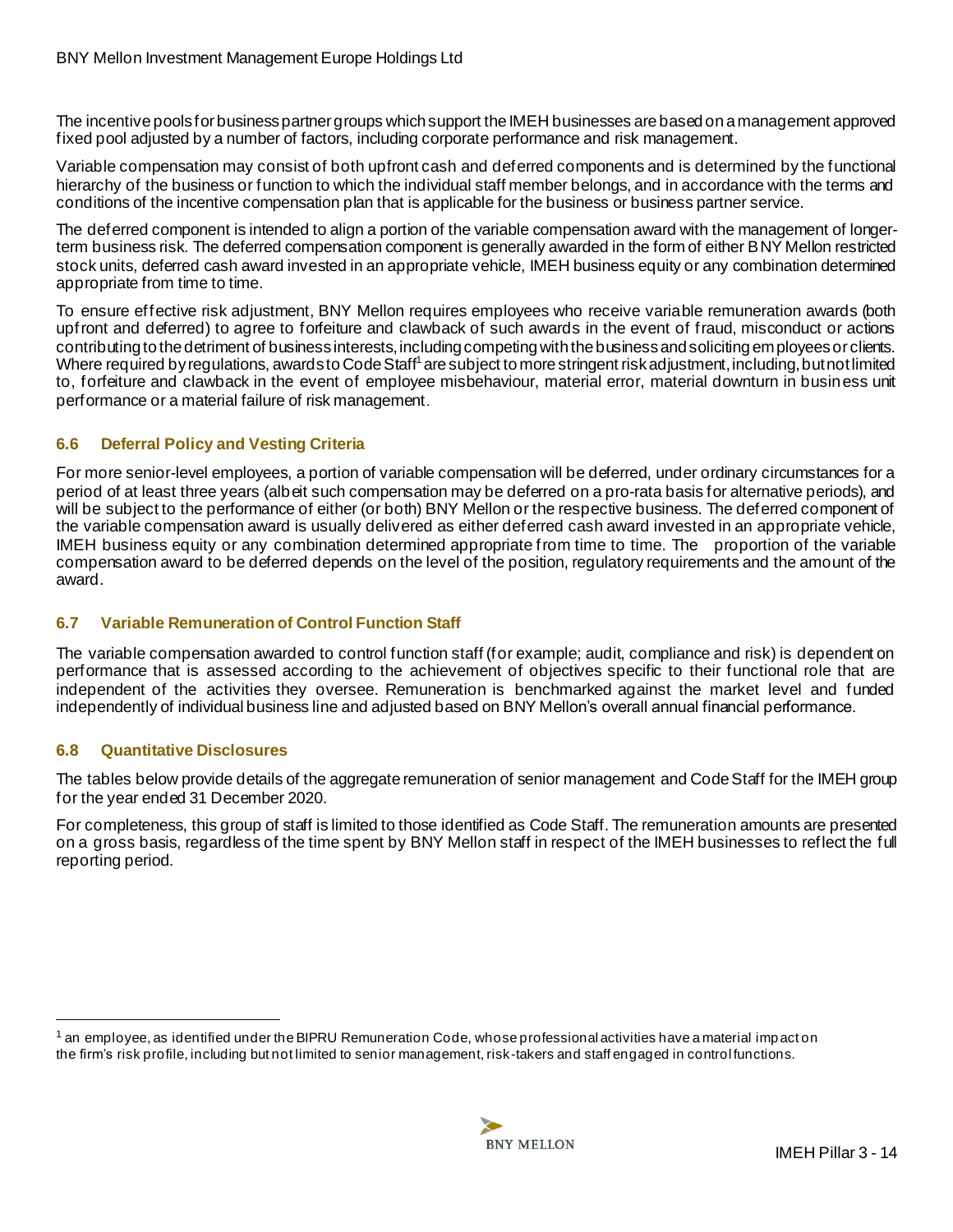The incentive pools for business partner groups which support the IMEH businesses are based on a management approved fixed pool adjusted by a number of factors, including corporate performance and risk management.

Variable compensation may consist of both upfront cash and deferred components and is determined by the functional hierarchy of the business or function to which the individual staff member belongs, and in accordance with the terms and conditions of the incentive compensation plan that is applicable for the business or business partner service.

The deferred component is intended to align a portion of the variable compensation award with the management of longer-term business risk. The deferred compensation component is generally awarded in the form of either BNY Mellon restricted stock units, deferred cash award invested in an appropriate vehicle, IMEH business equity or any combination determined appropriate from time to time.

To ensure effective risk adjustment, BNY Mellon requires employees who receive variable remuneration awards (both upfront and deferred) to agree to forfeiture and clawback of such awards in the event of fraud, misconduct or actions contributing to the detriment of business interests, including competing with the business and soliciting employees or clients. Where required by regulations, awards to Code Staff[1] are subject to more stringent risk adjustment, including, but not limited to, forfeiture and clawback in the event of employee misbehaviour, material error, material downturn in business unit performance or a material failure of risk management.

### 6.6 Deferral Policy and Vesting Criteria

For more senior-level employees, a portion of variable compensation will be deferred, under ordinary circumstances for a period of at least three years (albeit such compensation may be deferred on a pro-rata basis for alternative periods), and will be subject to the performance of either (or both) BNY Mellon or the respective business. The deferred component of the variable compensation award is usually delivered as either deferred cash award invested in an appropriate vehicle, IMEH business equity or any combination determined appropriate from time to time. The proportion of the variable compensation award to be deferred depends on the level of the position, regulatory requirements and the amount of the award.

### 6.7 Variable Remuneration of Control Function Staff

The variable compensation awarded to control function staff (for example; audit, compliance and risk) is dependent on performance that is assessed according to the achievement of objectives specific to their functional role that are independent of the activities they oversee. Remuneration is benchmarked against the market level and funded independently of individual business line and adjusted based on BNY Mellon's overall annual financial performance.

### 6.8 Quantitative Disclosures

The tables below provide details of the aggregate remuneration of senior management and Code Staff for the IMEH group for the year ended 31 December 2020.

For completeness, this group of staff is limited to those identified as Code Staff. The remuneration amounts are presented on a gross basis, regardless of the time spent by BNY Mellon staff in respect of the IMEH businesses to reflect the full reporting period.

---

[1] an employee, as identified under the BIPRU Remuneration Code, whose professional activities have a material impact on the firm's risk profile, including but not limited to senior management, risk-takers and staff engaged in control functions.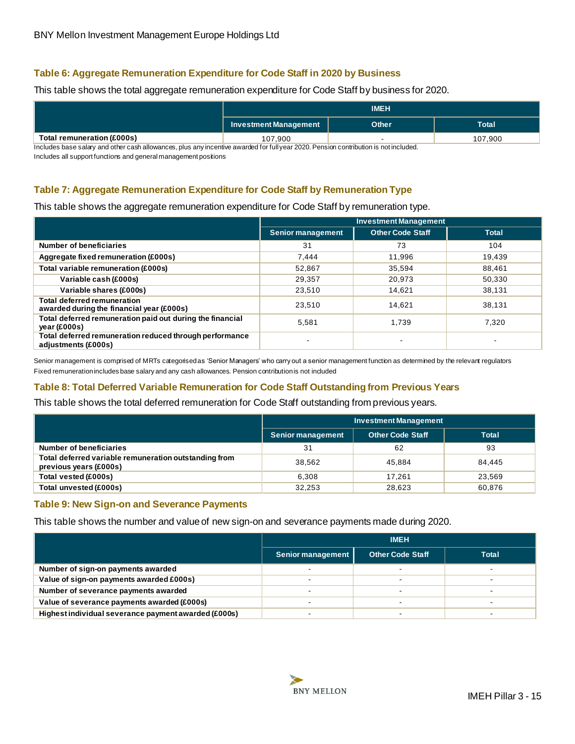### Table 6: Aggregate Remuneration Expenditure for Code Staff in 2020 by Business

This table shows the total aggregate remuneration expenditure for Code Staff by business for 2020.

| | IMEH | | |
|---|---|---|---|
| | Investment Management | Other | Total |
| Total remuneration (£000s) | 107,900 | - | 107,900 |

Includes base salary and other cash allowances, plus any incentive awarded for full year 2020. Pension contribution is not included.

Includes all support functions and general management positions

### Table 7: Aggregate Remuneration Expenditure for Code Staff by Remuneration Type

This table shows the aggregate remuneration expenditure for Code Staff by remuneration type.

| | Investment Management | | |
|---|---|---|---|
| | Senior management | Other Code Staff | Total |
| Number of beneficiaries | 31 | 73 | 104 |
| Aggregate fixed remuneration (£000s) | 7,444 | 11,996 | 19,439 |
| Total variable remuneration (£000s) | 52,867 | 35,594 | 88,461 |
| Variable cash (£000s) | 29,357 | 20,973 | 50,330 |
| Variable shares (£000s) | 23,510 | 14,621 | 38,131 |
| Total deferred remuneration awarded during the financial year (£000s) | 23,510 | 14,621 | 38,131 |
| Total deferred remuneration paid out during the financial year (£000s) | 5,581 | 1,739 | 7,320 |
| Total deferred remuneration reduced through performance adjustments (£000s) | - | - | - |

Senior management is comprised of MRTs categorised as 'Senior Managers' who carry out a senior management function as determined by the relevant regulators

Fixed remuneration includes base salary and any cash allowances. Pension contribution is not included

### Table 8: Total Deferred Variable Remuneration for Code Staff Outstanding from Previous Years

This table shows the total deferred remuneration for Code Staff outstanding from previous years.

| | Investment Management | | |
|---|---|---|---|
| | Senior management | Other Code Staff | Total |
| Number of beneficiaries | 31 | 62 | 93 |
| Total deferred variable remuneration outstanding from previous years (£000s) | 38,562 | 45,884 | 84,445 |
| Total vested (£000s) | 6,308 | 17,261 | 23,569 |
| Total unvested (£000s) | 32,253 | 28,623 | 60,876 |

### Table 9: New Sign-on and Severance Payments

This table shows the number and value of new sign-on and severance payments made during 2020.

| | IMEH | | |
|---|---|---|---|
| | Senior management | Other Code Staff | Total |
| Number of sign-on payments awarded | - | - | - |
| Value of sign-on payments awarded £000s) | - | - | - |
| Number of severance payments awarded | - | - | - |
| Value of severance payments awarded (£000s) | - | - | - |
| Highest individual severance payment awarded (£000s) | - | - | - |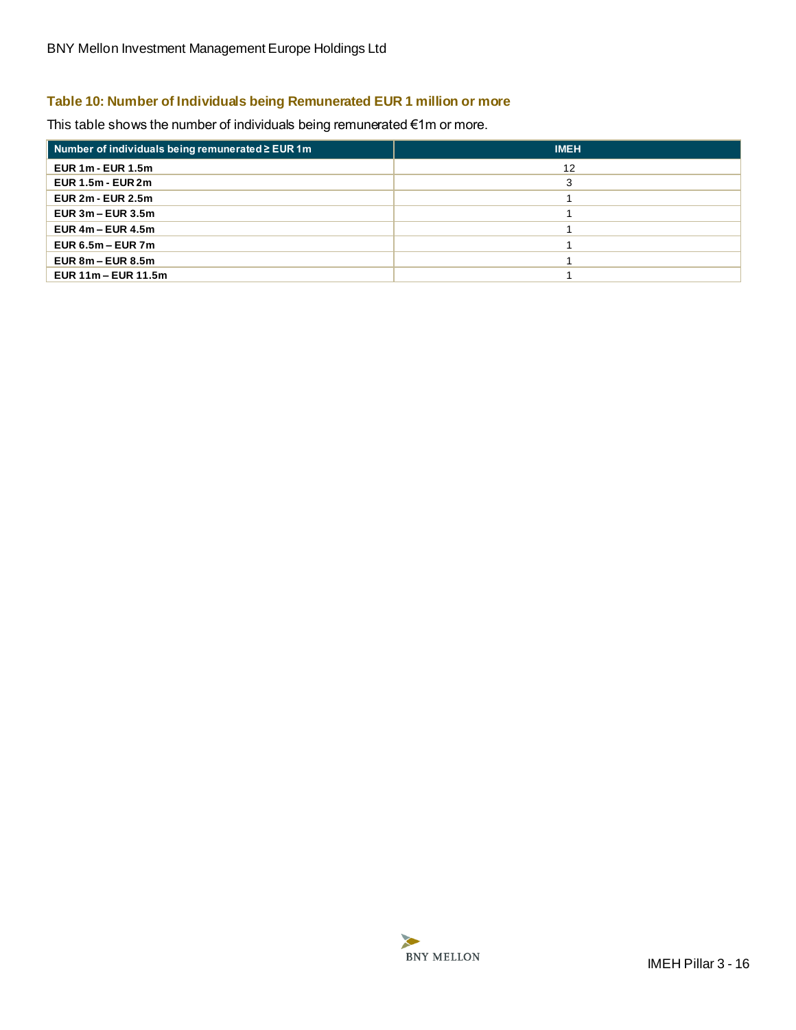### Table 10: Number of Individuals being Remunerated EUR 1 million or more

This table shows the number of individuals being remunerated €1m or more.

| Number of individuals being remunerated ≥ EUR 1m | IMEH |
|---|---|
| **EUR 1m - EUR 1.5m** | 12 |
| **EUR 1.5m - EUR 2m** | 3 |
| **EUR 2m - EUR 2.5m** | 1 |
| **EUR 3m – EUR 3.5m** | 1 |
| **EUR 4m – EUR 4.5m** | 1 |
| **EUR 6.5m – EUR 7m** | 1 |
| **EUR 8m – EUR 8.5m** | 1 |
| **EUR 11m – EUR 11.5m** | 1 |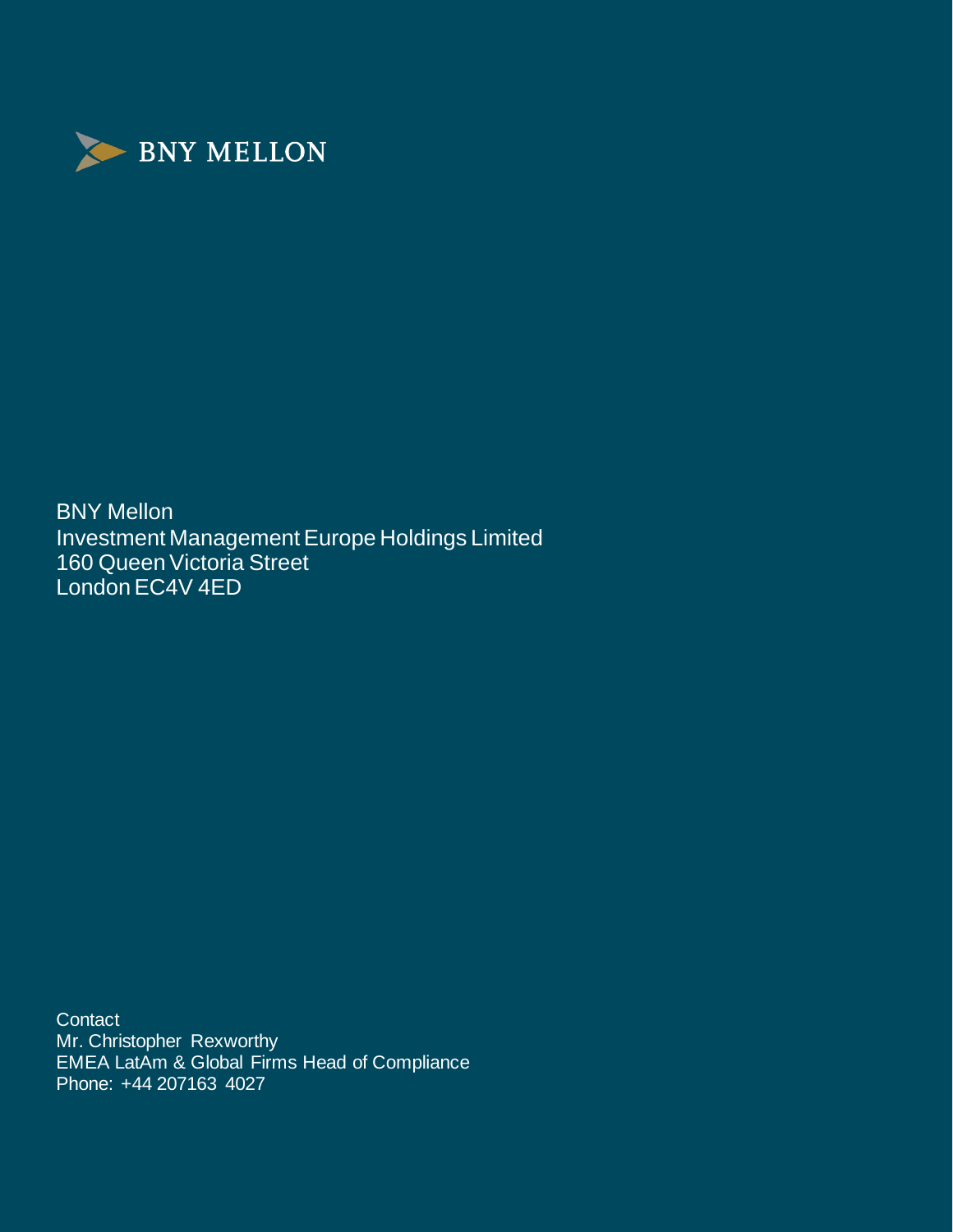BNY MELLON

BNY Mellon
Investment Management Europe Holdings Limited
160 Queen Victoria Street
London EC4V 4ED

Contact
Mr. Christopher Rexworthy
EMEA LatAm & Global Firms Head of Compliance
Phone: +44 207163 4027